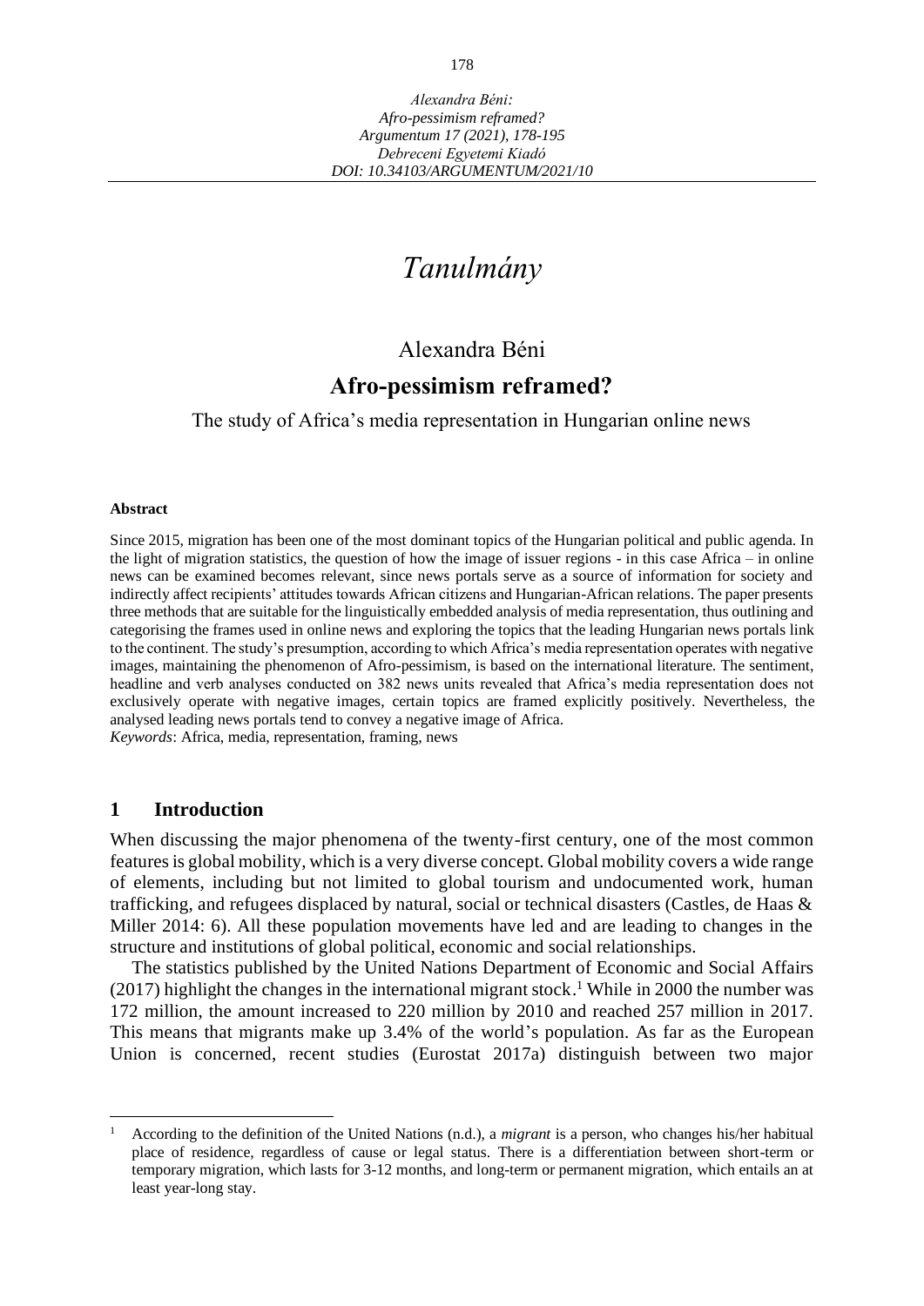# *Tanulmány*

Alexandra Béni

## Afro-pessimism reframed?

The study of Africa's media representation in Hungarian online news

**Abstract**

Since 2015, migration has been one of the most dominant topics of the Hungarian political and public agenda. In the light of migration statistics, the question of how the image of issuer regions - in this case Africa – in online news can be examined becomes relevant, since news portals serve as a source of information for society and indirectly affect recipients' attitudes towards African citizens and Hungarian-African relations. The paper presents three methods that are suitable for the linguistically embedded analysis of media representation, thus outlining and categorising the frames used in online news and exploring the topics that the leading Hungarian news portals link to the continent. The study's presumption, according to which Africa's media representation operates with negative images, maintaining the phenomenon of Afro-pessimism, is based on the international literature. The sentiment, headline and verb analyses conducted on 382 news units revealed that Africa's media representation does not exclusively operate with negative images, certain topics are framed explicitly positively. Nevertheless, the analysed leading news portals tend to convey a negative image of Africa.

*Keywords*: Africa, media, representation, framing, news

## 1 Introduction

When discussing the major phenomena of the twenty-first century, one of the most common features is global mobility, which is a very diverse concept. Global mobility covers a wide range of elements, including but not limited to global tourism and undocumented work, human trafficking, and refugees displaced by natural, social or technical disasters (Castles, de Haas & Miller 2014: 6). All these population movements have led and are leading to changes in the structure and institutions of global political, economic and social relationships.

The statistics published by the United Nations Department of Economic and Social Affairs (2017) highlight the changes in the international migrant stock.[1] While in 2000 the number was 172 million, the amount increased to 220 million by 2010 and reached 257 million in 2017. This means that migrants make up 3.4% of the world's population. As far as the European Union is concerned, recent studies (Eurostat 2017a) distinguish between two major

[1] According to the definition of the United Nations (n.d.), a *migrant* is a person, who changes his/her habitual place of residence, regardless of cause or legal status. There is a differentiation between short-term or temporary migration, which lasts for 3-12 months, and long-term or permanent migration, which entails an at least year-long stay.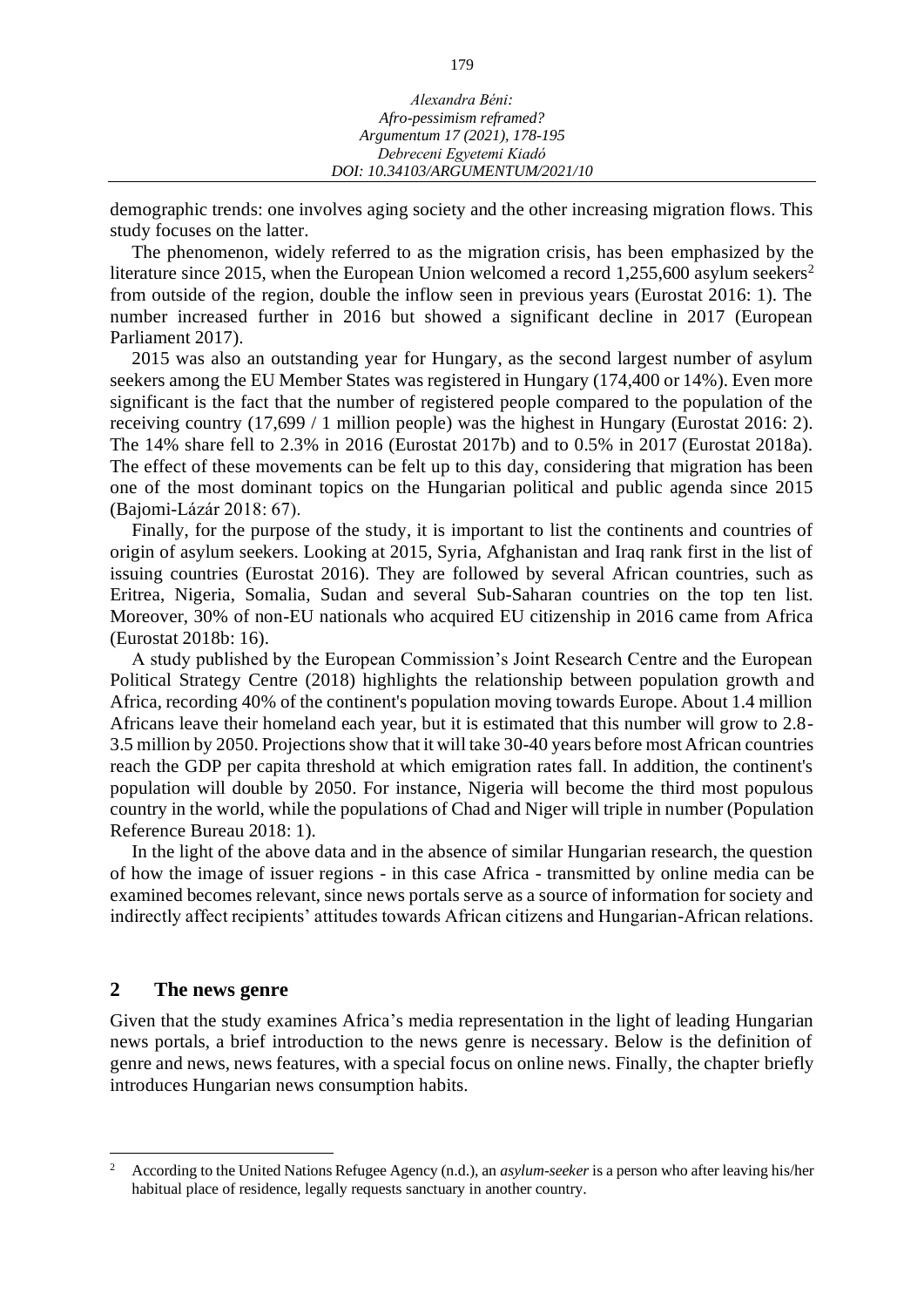demographic trends: one involves aging society and the other increasing migration flows. This study focuses on the latter.

The phenomenon, widely referred to as the migration crisis, has been emphasized by the literature since 2015, when the European Union welcomed a record 1,255,600 asylum seekers[2] from outside of the region, double the inflow seen in previous years (Eurostat 2016: 1). The number increased further in 2016 but showed a significant decline in 2017 (European Parliament 2017).

2015 was also an outstanding year for Hungary, as the second largest number of asylum seekers among the EU Member States was registered in Hungary (174,400 or 14%). Even more significant is the fact that the number of registered people compared to the population of the receiving country (17,699 / 1 million people) was the highest in Hungary (Eurostat 2016: 2). The 14% share fell to 2.3% in 2016 (Eurostat 2017b) and to 0.5% in 2017 (Eurostat 2018a). The effect of these movements can be felt up to this day, considering that migration has been one of the most dominant topics on the Hungarian political and public agenda since 2015 (Bajomi-Lázár 2018: 67).

Finally, for the purpose of the study, it is important to list the continents and countries of origin of asylum seekers. Looking at 2015, Syria, Afghanistan and Iraq rank first in the list of issuing countries (Eurostat 2016). They are followed by several African countries, such as Eritrea, Nigeria, Somalia, Sudan and several Sub-Saharan countries on the top ten list. Moreover, 30% of non-EU nationals who acquired EU citizenship in 2016 came from Africa (Eurostat 2018b: 16).

A study published by the European Commission's Joint Research Centre and the European Political Strategy Centre (2018) highlights the relationship between population growth and Africa, recording 40% of the continent's population moving towards Europe. About 1.4 million Africans leave their homeland each year, but it is estimated that this number will grow to 2.8-3.5 million by 2050. Projections show that it will take 30-40 years before most African countries reach the GDP per capita threshold at which emigration rates fall. In addition, the continent's population will double by 2050. For instance, Nigeria will become the third most populous country in the world, while the populations of Chad and Niger will triple in number (Population Reference Bureau 2018: 1).

In the light of the above data and in the absence of similar Hungarian research, the question of how the image of issuer regions - in this case Africa - transmitted by online media can be examined becomes relevant, since news portals serve as a source of information for society and indirectly affect recipients' attitudes towards African citizens and Hungarian-African relations.

## 2 The news genre

Given that the study examines Africa's media representation in the light of leading Hungarian news portals, a brief introduction to the news genre is necessary. Below is the definition of genre and news, news features, with a special focus on online news. Finally, the chapter briefly introduces Hungarian news consumption habits.

---

[2] According to the United Nations Refugee Agency (n.d.), an *asylum-seeker* is a person who after leaving his/her habitual place of residence, legally requests sanctuary in another country.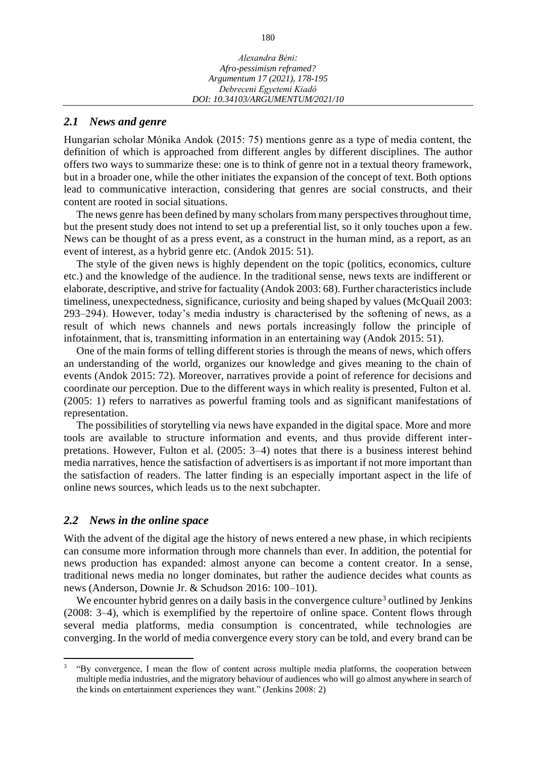### *2.1 News and genre*

Hungarian scholar Mónika Andok (2015: 75) mentions genre as a type of media content, the definition of which is approached from different angles by different disciplines. The author offers two ways to summarize these: one is to think of genre not in a textual theory framework, but in a broader one, while the other initiates the expansion of the concept of text. Both options lead to communicative interaction, considering that genres are social constructs, and their content are rooted in social situations.

The news genre has been defined by many scholars from many perspectives throughout time, but the present study does not intend to set up a preferential list, so it only touches upon a few. News can be thought of as a press event, as a construct in the human mind, as a report, as an event of interest, as a hybrid genre etc. (Andok 2015: 51).

The style of the given news is highly dependent on the topic (politics, economics, culture etc.) and the knowledge of the audience. In the traditional sense, news texts are indifferent or elaborate, descriptive, and strive for factuality (Andok 2003: 68). Further characteristics include timeliness, unexpectedness, significance, curiosity and being shaped by values (McQuail 2003: 293–294). However, today's media industry is characterised by the softening of news, as a result of which news channels and news portals increasingly follow the principle of infotainment, that is, transmitting information in an entertaining way (Andok 2015: 51).

One of the main forms of telling different stories is through the means of news, which offers an understanding of the world, organizes our knowledge and gives meaning to the chain of events (Andok 2015: 72). Moreover, narratives provide a point of reference for decisions and coordinate our perception. Due to the different ways in which reality is presented, Fulton et al. (2005: 1) refers to narratives as powerful framing tools and as significant manifestations of representation.

The possibilities of storytelling via news have expanded in the digital space. More and more tools are available to structure information and events, and thus provide different interpretations. However, Fulton et al. (2005: 3–4) notes that there is a business interest behind media narratives, hence the satisfaction of advertisers is as important if not more important than the satisfaction of readers. The latter finding is an especially important aspect in the life of online news sources, which leads us to the next subchapter.

### *2.2 News in the online space*

With the advent of the digital age the history of news entered a new phase, in which recipients can consume more information through more channels than ever. In addition, the potential for news production has expanded: almost anyone can become a content creator. In a sense, traditional news media no longer dominates, but rather the audience decides what counts as news (Anderson, Downie Jr. & Schudson 2016: 100–101).

We encounter hybrid genres on a daily basis in the convergence culture[3] outlined by Jenkins (2008: 3–4), which is exemplified by the repertoire of online space. Content flows through several media platforms, media consumption is concentrated, while technologies are converging. In the world of media convergence every story can be told, and every brand can be

---

[3] "By convergence, I mean the flow of content across multiple media platforms, the cooperation between multiple media industries, and the migratory behaviour of audiences who will go almost anywhere in search of the kinds on entertainment experiences they want." (Jenkins 2008: 2)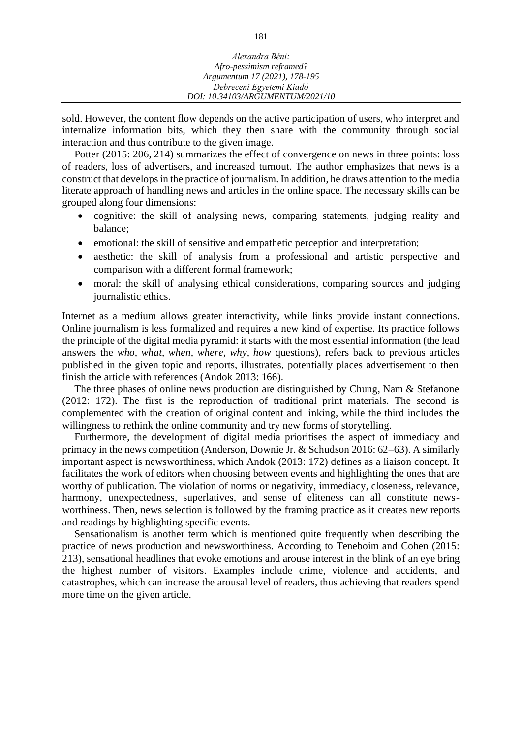sold. However, the content flow depends on the active participation of users, who interpret and internalize information bits, which they then share with the community through social interaction and thus contribute to the given image.

Potter (2015: 206, 214) summarizes the effect of convergence on news in three points: loss of readers, loss of advertisers, and increased turnout. The author emphasizes that news is a construct that develops in the practice of journalism. In addition, he draws attention to the media literate approach of handling news and articles in the online space. The necessary skills can be grouped along four dimensions:

- cognitive: the skill of analysing news, comparing statements, judging reality and balance;
- emotional: the skill of sensitive and empathetic perception and interpretation;
- aesthetic: the skill of analysis from a professional and artistic perspective and comparison with a different formal framework;
- moral: the skill of analysing ethical considerations, comparing sources and judging journalistic ethics.

Internet as a medium allows greater interactivity, while links provide instant connections. Online journalism is less formalized and requires a new kind of expertise. Its practice follows the principle of the digital media pyramid: it starts with the most essential information (the lead answers the *who, what, when, where, why, how* questions), refers back to previous articles published in the given topic and reports, illustrates, potentially places advertisement to then finish the article with references (Andok 2013: 166).

The three phases of online news production are distinguished by Chung, Nam & Stefanone (2012: 172). The first is the reproduction of traditional print materials. The second is complemented with the creation of original content and linking, while the third includes the willingness to rethink the online community and try new forms of storytelling.

Furthermore, the development of digital media prioritises the aspect of immediacy and primacy in the news competition (Anderson, Downie Jr. & Schudson 2016: 62–63). A similarly important aspect is newsworthiness, which Andok (2013: 172) defines as a liaison concept. It facilitates the work of editors when choosing between events and highlighting the ones that are worthy of publication. The violation of norms or negativity, immediacy, closeness, relevance, harmony, unexpectedness, superlatives, and sense of eliteness can all constitute news-worthiness. Then, news selection is followed by the framing practice as it creates new reports and readings by highlighting specific events.

Sensationalism is another term which is mentioned quite frequently when describing the practice of news production and newsworthiness. According to Teneboim and Cohen (2015: 213), sensational headlines that evoke emotions and arouse interest in the blink of an eye bring the highest number of visitors. Examples include crime, violence and accidents, and catastrophes, which can increase the arousal level of readers, thus achieving that readers spend more time on the given article.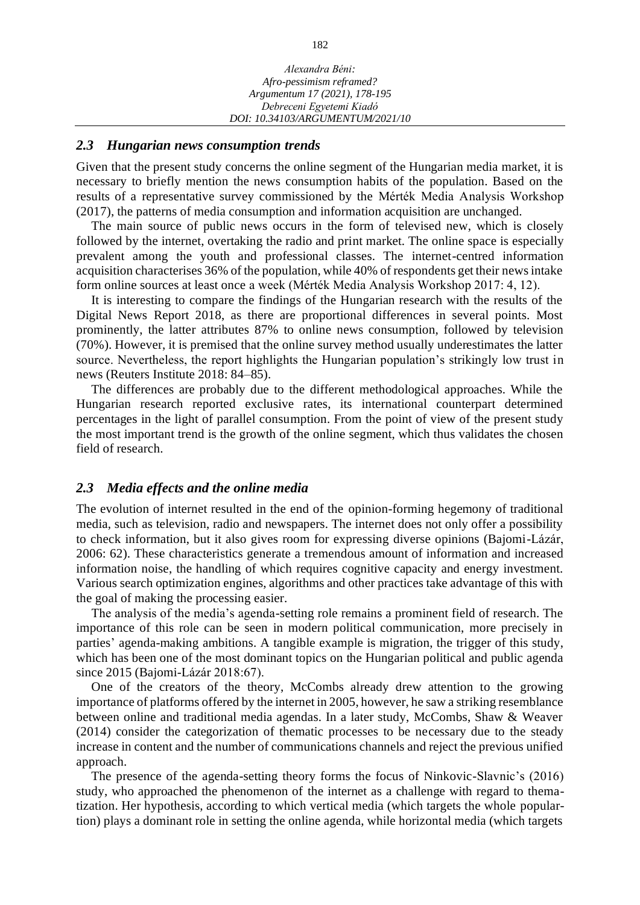### *2.3 Hungarian news consumption trends*

Given that the present study concerns the online segment of the Hungarian media market, it is necessary to briefly mention the news consumption habits of the population. Based on the results of a representative survey commissioned by the Mérték Media Analysis Workshop (2017), the patterns of media consumption and information acquisition are unchanged.

The main source of public news occurs in the form of televised new, which is closely followed by the internet, overtaking the radio and print market. The online space is especially prevalent among the youth and professional classes. The internet-centred information acquisition characterises 36% of the population, while 40% of respondents get their news intake form online sources at least once a week (Mérték Media Analysis Workshop 2017: 4, 12).

It is interesting to compare the findings of the Hungarian research with the results of the Digital News Report 2018, as there are proportional differences in several points. Most prominently, the latter attributes 87% to online news consumption, followed by television (70%). However, it is premised that the online survey method usually underestimates the latter source. Nevertheless, the report highlights the Hungarian population's strikingly low trust in news (Reuters Institute 2018: 84–85).

The differences are probably due to the different methodological approaches. While the Hungarian research reported exclusive rates, its international counterpart determined percentages in the light of parallel consumption. From the point of view of the present study the most important trend is the growth of the online segment, which thus validates the chosen field of research.

### *2.3 Media effects and the online media*

The evolution of internet resulted in the end of the opinion-forming hegemony of traditional media, such as television, radio and newspapers. The internet does not only offer a possibility to check information, but it also gives room for expressing diverse opinions (Bajomi-Lázár, 2006: 62). These characteristics generate a tremendous amount of information and increased information noise, the handling of which requires cognitive capacity and energy investment. Various search optimization engines, algorithms and other practices take advantage of this with the goal of making the processing easier.

The analysis of the media's agenda-setting role remains a prominent field of research. The importance of this role can be seen in modern political communication, more precisely in parties' agenda-making ambitions. A tangible example is migration, the trigger of this study, which has been one of the most dominant topics on the Hungarian political and public agenda since 2015 (Bajomi-Lázár 2018:67).

One of the creators of the theory, McCombs already drew attention to the growing importance of platforms offered by the internet in 2005, however, he saw a striking resemblance between online and traditional media agendas. In a later study, McCombs, Shaw & Weaver (2014) consider the categorization of thematic processes to be necessary due to the steady increase in content and the number of communications channels and reject the previous unified approach.

The presence of the agenda-setting theory forms the focus of Ninkovic-Slavnic's (2016) study, who approached the phenomenon of the internet as a challenge with regard to thematization. Her hypothesis, according to which vertical media (which targets the whole population) plays a dominant role in setting the online agenda, while horizontal media (which targets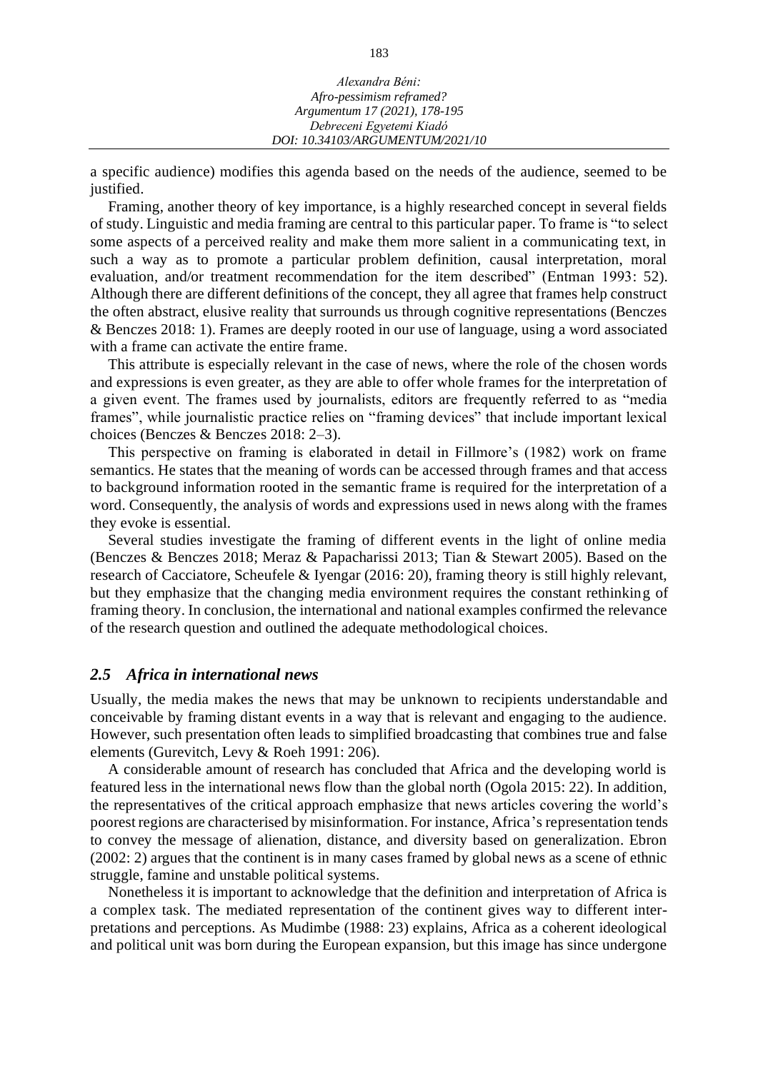a specific audience) modifies this agenda based on the needs of the audience, seemed to be justified.

Framing, another theory of key importance, is a highly researched concept in several fields of study. Linguistic and media framing are central to this particular paper. To frame is "to select some aspects of a perceived reality and make them more salient in a communicating text, in such a way as to promote a particular problem definition, causal interpretation, moral evaluation, and/or treatment recommendation for the item described" (Entman 1993: 52). Although there are different definitions of the concept, they all agree that frames help construct the often abstract, elusive reality that surrounds us through cognitive representations (Benczes & Benczes 2018: 1). Frames are deeply rooted in our use of language, using a word associated with a frame can activate the entire frame.

This attribute is especially relevant in the case of news, where the role of the chosen words and expressions is even greater, as they are able to offer whole frames for the interpretation of a given event. The frames used by journalists, editors are frequently referred to as "media frames", while journalistic practice relies on "framing devices" that include important lexical choices (Benczes & Benczes 2018: 2–3).

This perspective on framing is elaborated in detail in Fillmore's (1982) work on frame semantics. He states that the meaning of words can be accessed through frames and that access to background information rooted in the semantic frame is required for the interpretation of a word. Consequently, the analysis of words and expressions used in news along with the frames they evoke is essential.

Several studies investigate the framing of different events in the light of online media (Benczes & Benczes 2018; Meraz & Papacharissi 2013; Tian & Stewart 2005). Based on the research of Cacciatore, Scheufele & Iyengar (2016: 20), framing theory is still highly relevant, but they emphasize that the changing media environment requires the constant rethinking of framing theory. In conclusion, the international and national examples confirmed the relevance of the research question and outlined the adequate methodological choices.

### *2.5 Africa in international news*

Usually, the media makes the news that may be unknown to recipients understandable and conceivable by framing distant events in a way that is relevant and engaging to the audience. However, such presentation often leads to simplified broadcasting that combines true and false elements (Gurevitch, Levy & Roeh 1991: 206).

A considerable amount of research has concluded that Africa and the developing world is featured less in the international news flow than the global north (Ogola 2015: 22). In addition, the representatives of the critical approach emphasize that news articles covering the world's poorest regions are characterised by misinformation. For instance, Africa's representation tends to convey the message of alienation, distance, and diversity based on generalization. Ebron (2002: 2) argues that the continent is in many cases framed by global news as a scene of ethnic struggle, famine and unstable political systems.

Nonetheless it is important to acknowledge that the definition and interpretation of Africa is a complex task. The mediated representation of the continent gives way to different interpretations and perceptions. As Mudimbe (1988: 23) explains, Africa as a coherent ideological and political unit was born during the European expansion, but this image has since undergone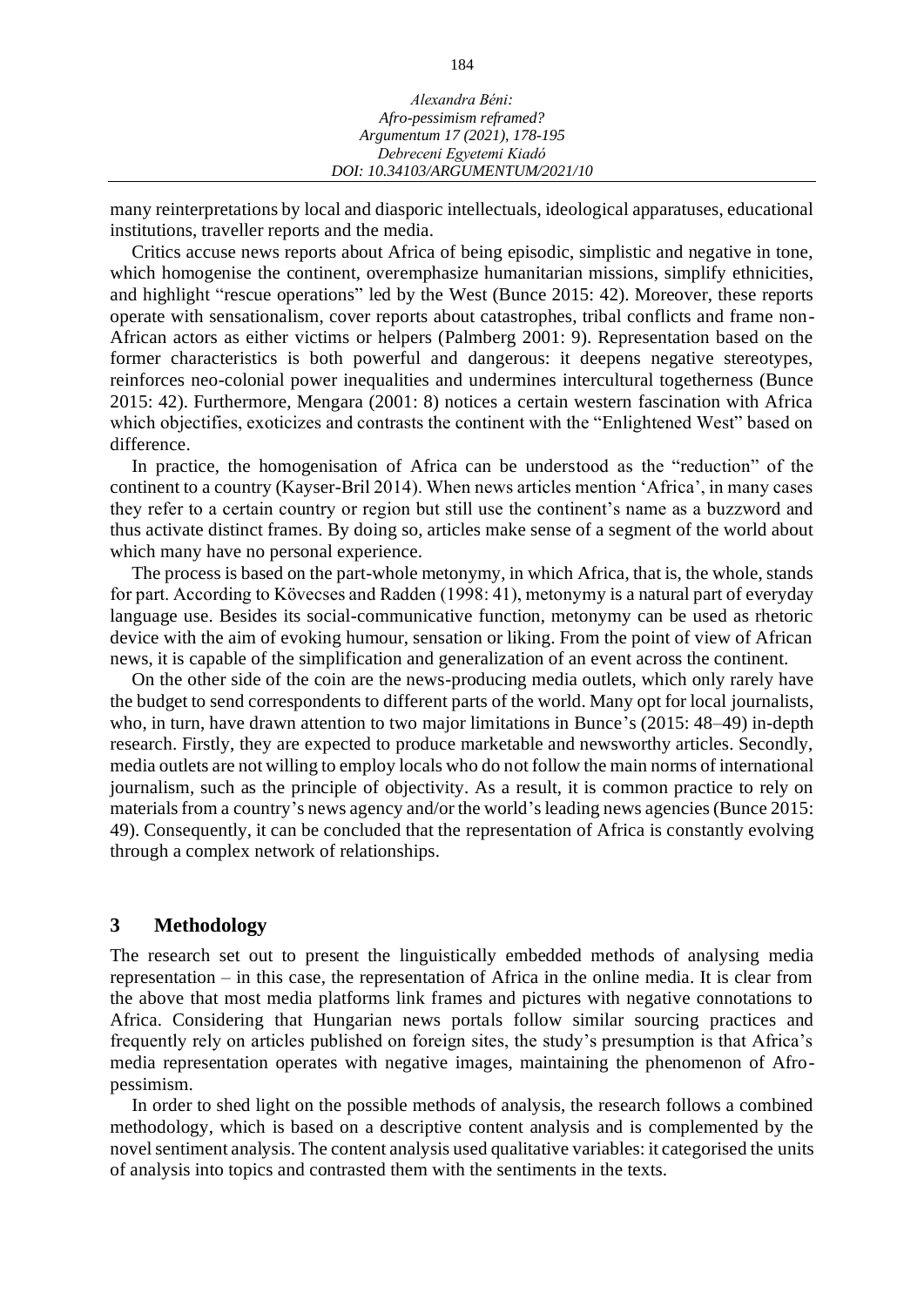many reinterpretations by local and diasporic intellectuals, ideological apparatuses, educational institutions, traveller reports and the media.

Critics accuse news reports about Africa of being episodic, simplistic and negative in tone, which homogenise the continent, overemphasize humanitarian missions, simplify ethnicities, and highlight "rescue operations" led by the West (Bunce 2015: 42). Moreover, these reports operate with sensationalism, cover reports about catastrophes, tribal conflicts and frame non-African actors as either victims or helpers (Palmberg 2001: 9). Representation based on the former characteristics is both powerful and dangerous: it deepens negative stereotypes, reinforces neo-colonial power inequalities and undermines intercultural togetherness (Bunce 2015: 42). Furthermore, Mengara (2001: 8) notices a certain western fascination with Africa which objectifies, exoticizes and contrasts the continent with the "Enlightened West" based on difference.

In practice, the homogenisation of Africa can be understood as the "reduction" of the continent to a country (Kayser-Bril 2014). When news articles mention 'Africa', in many cases they refer to a certain country or region but still use the continent's name as a buzzword and thus activate distinct frames. By doing so, articles make sense of a segment of the world about which many have no personal experience.

The process is based on the part-whole metonymy, in which Africa, that is, the whole, stands for part. According to Kövecses and Radden (1998: 41), metonymy is a natural part of everyday language use. Besides its social-communicative function, metonymy can be used as rhetoric device with the aim of evoking humour, sensation or liking. From the point of view of African news, it is capable of the simplification and generalization of an event across the continent.

On the other side of the coin are the news-producing media outlets, which only rarely have the budget to send correspondents to different parts of the world. Many opt for local journalists, who, in turn, have drawn attention to two major limitations in Bunce's (2015: 48–49) in-depth research. Firstly, they are expected to produce marketable and newsworthy articles. Secondly, media outlets are not willing to employ locals who do not follow the main norms of international journalism, such as the principle of objectivity. As a result, it is common practice to rely on materials from a country's news agency and/or the world's leading news agencies (Bunce 2015: 49). Consequently, it can be concluded that the representation of Africa is constantly evolving through a complex network of relationships.

## 3 Methodology

The research set out to present the linguistically embedded methods of analysing media representation – in this case, the representation of Africa in the online media. It is clear from the above that most media platforms link frames and pictures with negative connotations to Africa. Considering that Hungarian news portals follow similar sourcing practices and frequently rely on articles published on foreign sites, the study's presumption is that Africa's media representation operates with negative images, maintaining the phenomenon of Afro-pessimism.

In order to shed light on the possible methods of analysis, the research follows a combined methodology, which is based on a descriptive content analysis and is complemented by the novel sentiment analysis. The content analysis used qualitative variables: it categorised the units of analysis into topics and contrasted them with the sentiments in the texts.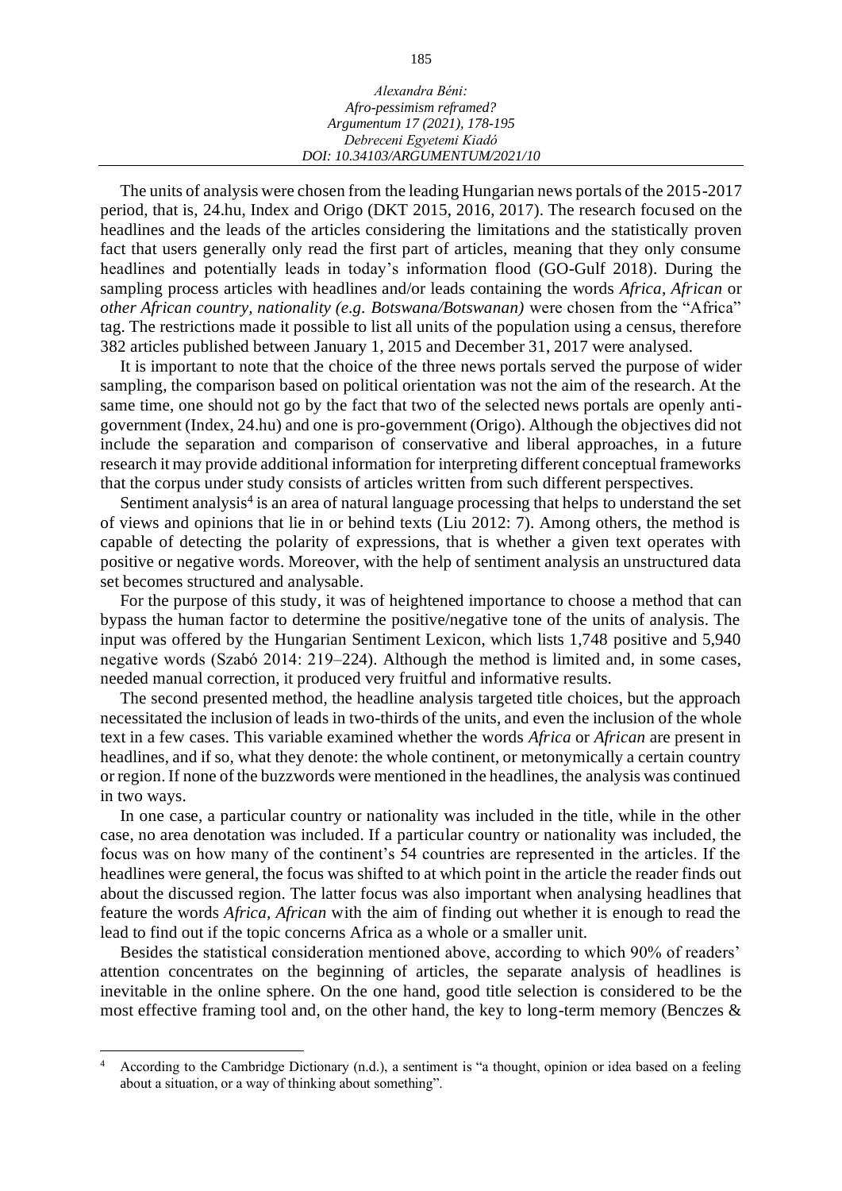The units of analysis were chosen from the leading Hungarian news portals of the 2015-2017 period, that is, 24.hu, Index and Origo (DKT 2015, 2016, 2017). The research focused on the headlines and the leads of the articles considering the limitations and the statistically proven fact that users generally only read the first part of articles, meaning that they only consume headlines and potentially leads in today's information flood (GO-Gulf 2018). During the sampling process articles with headlines and/or leads containing the words *Africa*, *African* or *other African country, nationality (e.g. Botswana/Botswanan)* were chosen from the "Africa" tag. The restrictions made it possible to list all units of the population using a census, therefore 382 articles published between January 1, 2015 and December 31, 2017 were analysed.

It is important to note that the choice of the three news portals served the purpose of wider sampling, the comparison based on political orientation was not the aim of the research. At the same time, one should not go by the fact that two of the selected news portals are openly anti-government (Index, 24.hu) and one is pro-government (Origo). Although the objectives did not include the separation and comparison of conservative and liberal approaches, in a future research it may provide additional information for interpreting different conceptual frameworks that the corpus under study consists of articles written from such different perspectives.

Sentiment analysis[4] is an area of natural language processing that helps to understand the set of views and opinions that lie in or behind texts (Liu 2012: 7). Among others, the method is capable of detecting the polarity of expressions, that is whether a given text operates with positive or negative words. Moreover, with the help of sentiment analysis an unstructured data set becomes structured and analysable.

For the purpose of this study, it was of heightened importance to choose a method that can bypass the human factor to determine the positive/negative tone of the units of analysis. The input was offered by the Hungarian Sentiment Lexicon, which lists 1,748 positive and 5,940 negative words (Szabó 2014: 219–224). Although the method is limited and, in some cases, needed manual correction, it produced very fruitful and informative results.

The second presented method, the headline analysis targeted title choices, but the approach necessitated the inclusion of leads in two-thirds of the units, and even the inclusion of the whole text in a few cases. This variable examined whether the words *Africa* or *African* are present in headlines, and if so, what they denote: the whole continent, or metonymically a certain country or region. If none of the buzzwords were mentioned in the headlines, the analysis was continued in two ways.

In one case, a particular country or nationality was included in the title, while in the other case, no area denotation was included. If a particular country or nationality was included, the focus was on how many of the continent's 54 countries are represented in the articles. If the headlines were general, the focus was shifted to at which point in the article the reader finds out about the discussed region. The latter focus was also important when analysing headlines that feature the words *Africa, African* with the aim of finding out whether it is enough to read the lead to find out if the topic concerns Africa as a whole or a smaller unit.

Besides the statistical consideration mentioned above, according to which 90% of readers' attention concentrates on the beginning of articles, the separate analysis of headlines is inevitable in the online sphere. On the one hand, good title selection is considered to be the most effective framing tool and, on the other hand, the key to long-term memory (Benczes &

---

[4] According to the Cambridge Dictionary (n.d.), a sentiment is "a thought, opinion or idea based on a feeling about a situation, or a way of thinking about something".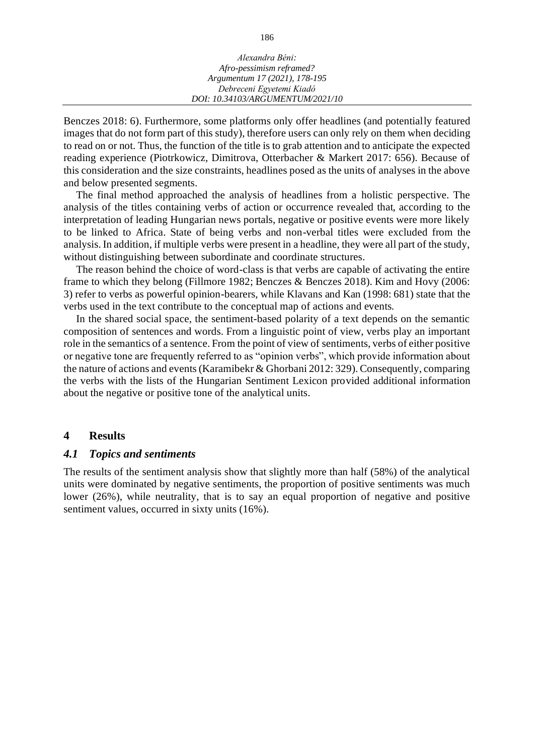Benczes 2018: 6). Furthermore, some platforms only offer headlines (and potentially featured images that do not form part of this study), therefore users can only rely on them when deciding to read on or not. Thus, the function of the title is to grab attention and to anticipate the expected reading experience (Piotrkowicz, Dimitrova, Otterbacher & Markert 2017: 656). Because of this consideration and the size constraints, headlines posed as the units of analyses in the above and below presented segments.

The final method approached the analysis of headlines from a holistic perspective. The analysis of the titles containing verbs of action or occurrence revealed that, according to the interpretation of leading Hungarian news portals, negative or positive events were more likely to be linked to Africa. State of being verbs and non-verbal titles were excluded from the analysis. In addition, if multiple verbs were present in a headline, they were all part of the study, without distinguishing between subordinate and coordinate structures.

The reason behind the choice of word-class is that verbs are capable of activating the entire frame to which they belong (Fillmore 1982; Benczes & Benczes 2018). Kim and Hovy (2006: 3) refer to verbs as powerful opinion-bearers, while Klavans and Kan (1998: 681) state that the verbs used in the text contribute to the conceptual map of actions and events.

In the shared social space, the sentiment-based polarity of a text depends on the semantic composition of sentences and words. From a linguistic point of view, verbs play an important role in the semantics of a sentence. From the point of view of sentiments, verbs of either positive or negative tone are frequently referred to as "opinion verbs", which provide information about the nature of actions and events (Karamibekr & Ghorbani 2012: 329). Consequently, comparing the verbs with the lists of the Hungarian Sentiment Lexicon provided additional information about the negative or positive tone of the analytical units.

## 4 Results

### *4.1 Topics and sentiments*

The results of the sentiment analysis show that slightly more than half (58%) of the analytical units were dominated by negative sentiments, the proportion of positive sentiments was much lower (26%), while neutrality, that is to say an equal proportion of negative and positive sentiment values, occurred in sixty units (16%).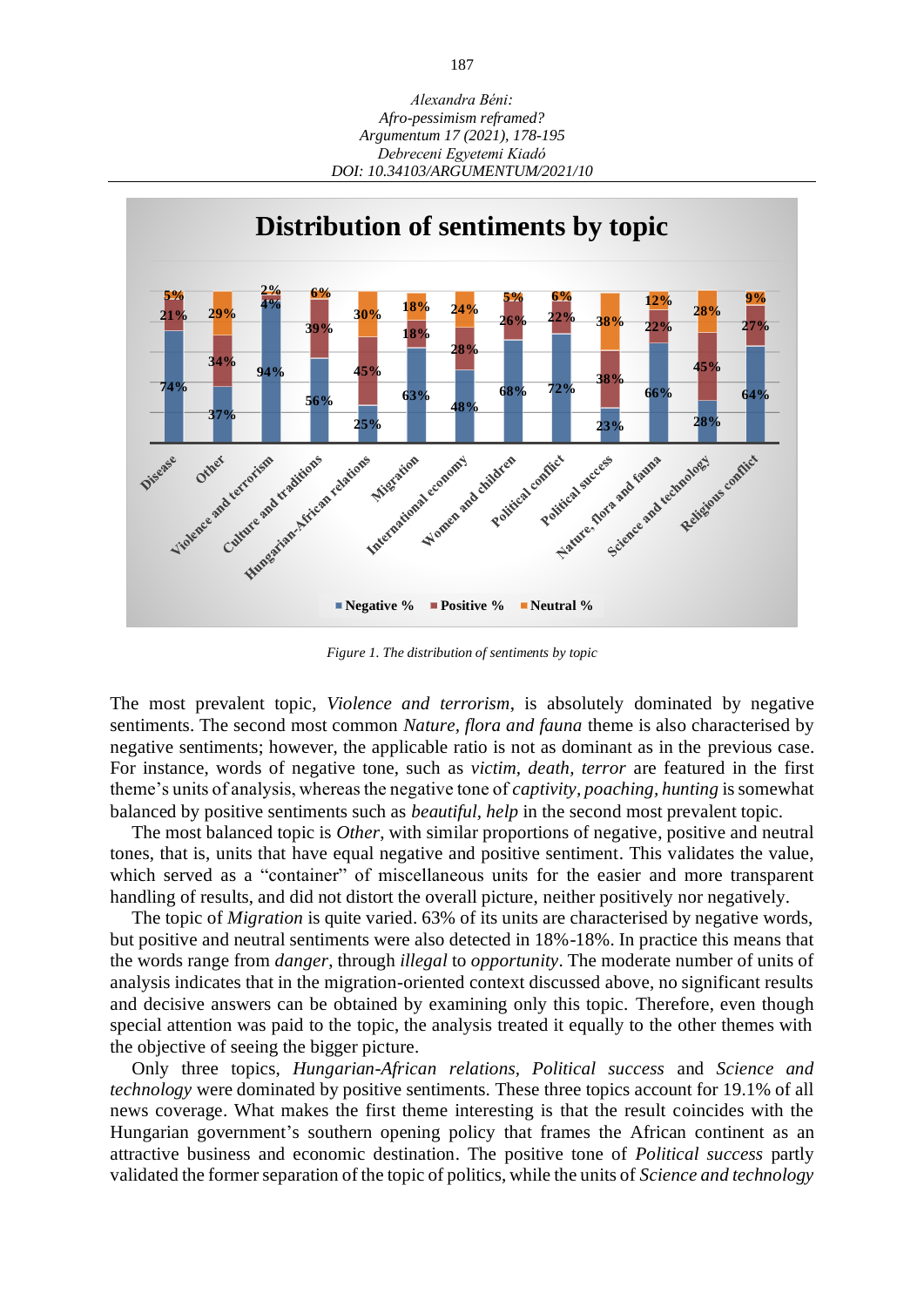Figure 1. The distribution of sentiments by topic

The most prevalent topic, *Violence and terrorism*, is absolutely dominated by negative sentiments. The second most common *Nature, flora and fauna* theme is also characterised by negative sentiments; however, the applicable ratio is not as dominant as in the previous case. For instance, words of negative tone, such as *victim, death, terror* are featured in the first theme's units of analysis, whereas the negative tone of *captivity, poaching, hunting* is somewhat balanced by positive sentiments such as *beautiful, help* in the second most prevalent topic.

The most balanced topic is *Other*, with similar proportions of negative, positive and neutral tones, that is, units that have equal negative and positive sentiment. This validates the value, which served as a "container" of miscellaneous units for the easier and more transparent handling of results, and did not distort the overall picture, neither positively nor negatively.

The topic of *Migration* is quite varied. 63% of its units are characterised by negative words, but positive and neutral sentiments were also detected in 18%-18%. In practice this means that the words range from *danger*, through *illegal* to *opportunity*. The moderate number of units of analysis indicates that in the migration-oriented context discussed above, no significant results and decisive answers can be obtained by examining only this topic. Therefore, even though special attention was paid to the topic, the analysis treated it equally to the other themes with the objective of seeing the bigger picture.

Only three topics, *Hungarian-African relations, Political success* and *Science and technology* were dominated by positive sentiments. These three topics account for 19.1% of all news coverage. What makes the first theme interesting is that the result coincides with the Hungarian government's southern opening policy that frames the African continent as an attractive business and economic destination. The positive tone of *Political success* partly validated the former separation of the topic of politics, while the units of *Science and technology*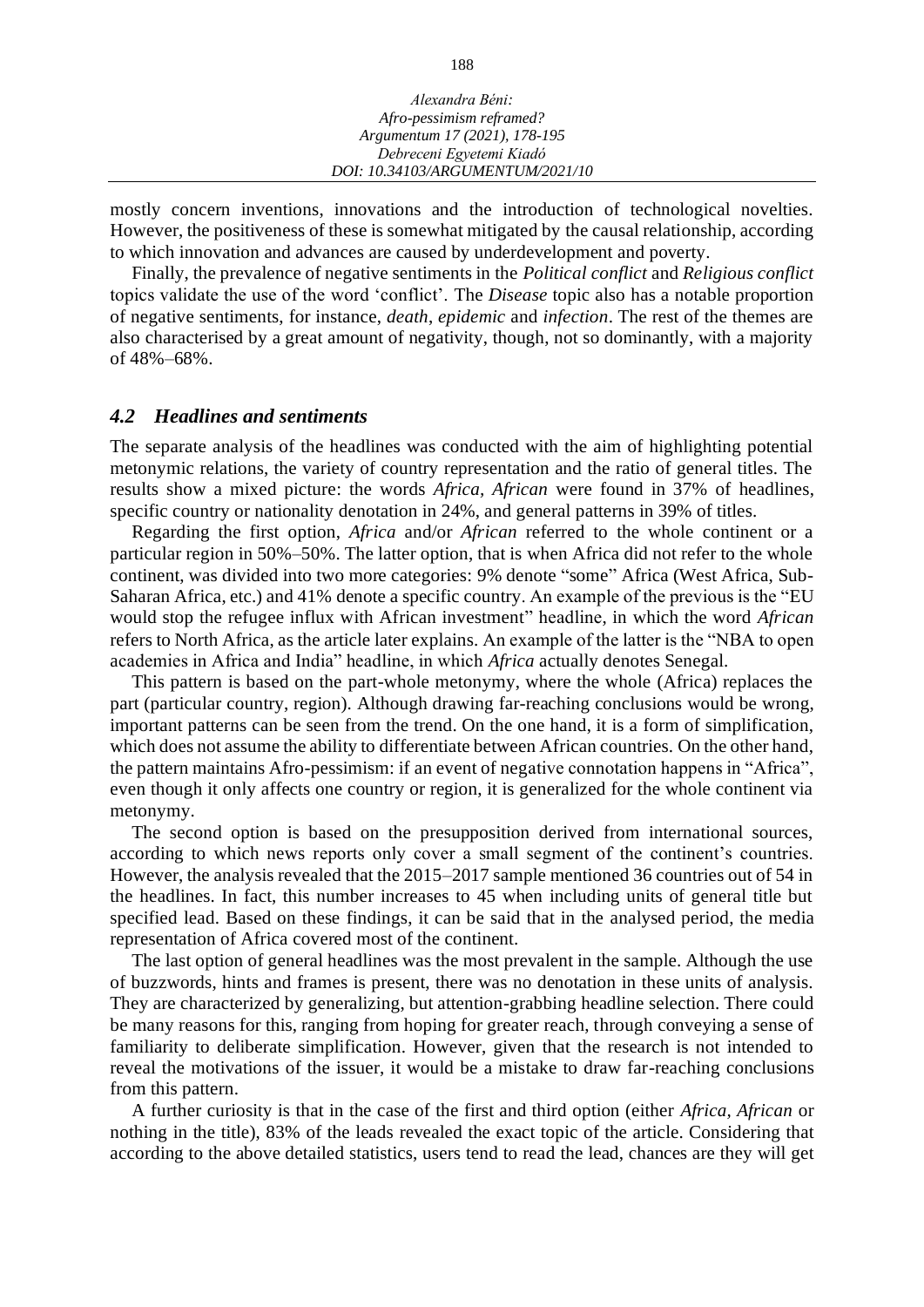mostly concern inventions, innovations and the introduction of technological novelties. However, the positiveness of these is somewhat mitigated by the causal relationship, according to which innovation and advances are caused by underdevelopment and poverty.

Finally, the prevalence of negative sentiments in the *Political conflict* and *Religious conflict* topics validate the use of the word 'conflict'. The *Disease* topic also has a notable proportion of negative sentiments, for instance, *death*, *epidemic* and *infection*. The rest of the themes are also characterised by a great amount of negativity, though, not so dominantly, with a majority of 48%–68%.

### *4.2 Headlines and sentiments*

The separate analysis of the headlines was conducted with the aim of highlighting potential metonymic relations, the variety of country representation and the ratio of general titles. The results show a mixed picture: the words *Africa*, *African* were found in 37% of headlines, specific country or nationality denotation in 24%, and general patterns in 39% of titles.

Regarding the first option, *Africa* and/or *African* referred to the whole continent or a particular region in 50%–50%. The latter option, that is when Africa did not refer to the whole continent, was divided into two more categories: 9% denote "some" Africa (West Africa, Sub-Saharan Africa, etc.) and 41% denote a specific country. An example of the previous is the "EU would stop the refugee influx with African investment" headline, in which the word *African* refers to North Africa, as the article later explains. An example of the latter is the "NBA to open academies in Africa and India" headline, in which *Africa* actually denotes Senegal.

This pattern is based on the part-whole metonymy, where the whole (Africa) replaces the part (particular country, region). Although drawing far-reaching conclusions would be wrong, important patterns can be seen from the trend. On the one hand, it is a form of simplification, which does not assume the ability to differentiate between African countries. On the other hand, the pattern maintains Afro-pessimism: if an event of negative connotation happens in "Africa", even though it only affects one country or region, it is generalized for the whole continent via metonymy.

The second option is based on the presupposition derived from international sources, according to which news reports only cover a small segment of the continent's countries. However, the analysis revealed that the 2015–2017 sample mentioned 36 countries out of 54 in the headlines. In fact, this number increases to 45 when including units of general title but specified lead. Based on these findings, it can be said that in the analysed period, the media representation of Africa covered most of the continent.

The last option of general headlines was the most prevalent in the sample. Although the use of buzzwords, hints and frames is present, there was no denotation in these units of analysis. They are characterized by generalizing, but attention-grabbing headline selection. There could be many reasons for this, ranging from hoping for greater reach, through conveying a sense of familiarity to deliberate simplification. However, given that the research is not intended to reveal the motivations of the issuer, it would be a mistake to draw far-reaching conclusions from this pattern.

A further curiosity is that in the case of the first and third option (either *Africa, African* or nothing in the title), 83% of the leads revealed the exact topic of the article. Considering that according to the above detailed statistics, users tend to read the lead, chances are they will get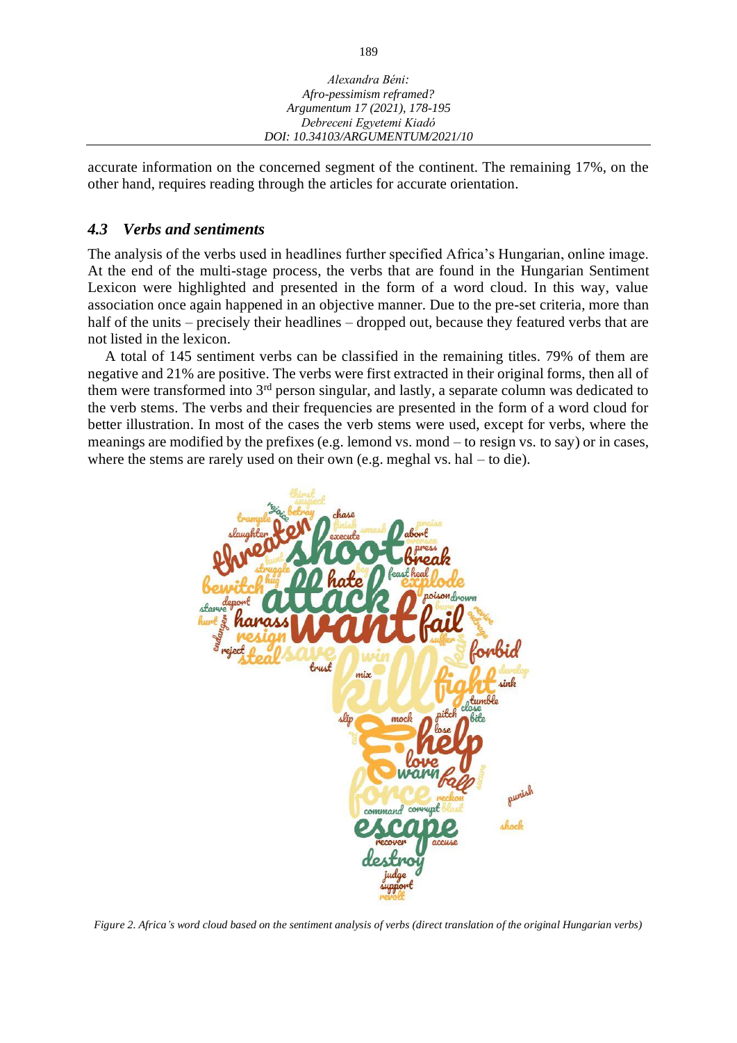accurate information on the concerned segment of the continent. The remaining 17%, on the other hand, requires reading through the articles for accurate orientation.

### *4.3 Verbs and sentiments*

The analysis of the verbs used in headlines further specified Africa's Hungarian, online image. At the end of the multi-stage process, the verbs that are found in the Hungarian Sentiment Lexicon were highlighted and presented in the form of a word cloud. In this way, value association once again happened in an objective manner. Due to the pre-set criteria, more than half of the units – precisely their headlines – dropped out, because they featured verbs that are not listed in the lexicon.

A total of 145 sentiment verbs can be classified in the remaining titles. 79% of them are negative and 21% are positive. The verbs were first extracted in their original forms, then all of them were transformed into 3rd person singular, and lastly, a separate column was dedicated to the verb stems. The verbs and their frequencies are presented in the form of a word cloud for better illustration. In most of the cases the verb stems were used, except for verbs, where the meanings are modified by the prefixes (e.g. lemond vs. mond – to resign vs. to say) or in cases, where the stems are rarely used on their own (e.g. meghal vs. hal – to die).

*Figure 2. Africa's word cloud based on the sentiment analysis of verbs (direct translation of the original Hungarian verbs)*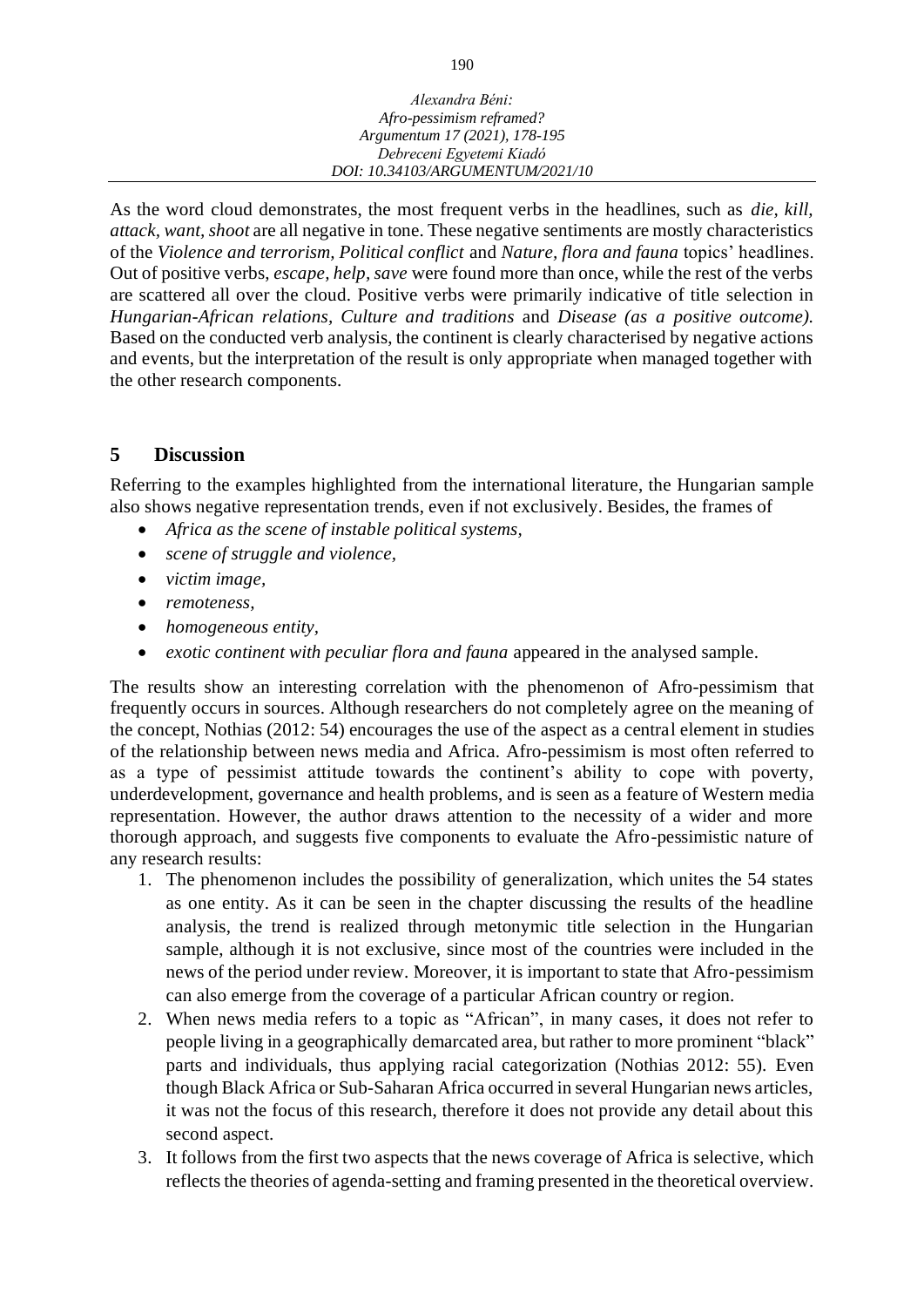As the word cloud demonstrates, the most frequent verbs in the headlines, such as *die, kill, attack, want, shoot* are all negative in tone. These negative sentiments are mostly characteristics of the *Violence and terrorism, Political conflict* and *Nature, flora and fauna* topics' headlines. Out of positive verbs, *escape, help, save* were found more than once, while the rest of the verbs are scattered all over the cloud. Positive verbs were primarily indicative of title selection in *Hungarian-African relations, Culture and traditions* and *Disease (as a positive outcome).* Based on the conducted verb analysis, the continent is clearly characterised by negative actions and events, but the interpretation of the result is only appropriate when managed together with the other research components.

## 5 Discussion

Referring to the examples highlighted from the international literature, the Hungarian sample also shows negative representation trends, even if not exclusively. Besides, the frames of

- *Africa as the scene of instable political systems,*
- *scene of struggle and violence,*
- *victim image,*
- *remoteness,*
- *homogeneous entity,*
- *exotic continent with peculiar flora and fauna* appeared in the analysed sample.

The results show an interesting correlation with the phenomenon of Afro-pessimism that frequently occurs in sources. Although researchers do not completely agree on the meaning of the concept, Nothias (2012: 54) encourages the use of the aspect as a central element in studies of the relationship between news media and Africa. Afro-pessimism is most often referred to as a type of pessimist attitude towards the continent's ability to cope with poverty, underdevelopment, governance and health problems, and is seen as a feature of Western media representation. However, the author draws attention to the necessity of a wider and more thorough approach, and suggests five components to evaluate the Afro-pessimistic nature of any research results:

1. The phenomenon includes the possibility of generalization, which unites the 54 states as one entity. As it can be seen in the chapter discussing the results of the headline analysis, the trend is realized through metonymic title selection in the Hungarian sample, although it is not exclusive, since most of the countries were included in the news of the period under review. Moreover, it is important to state that Afro-pessimism can also emerge from the coverage of a particular African country or region.
2. When news media refers to a topic as "African", in many cases, it does not refer to people living in a geographically demarcated area, but rather to more prominent "black" parts and individuals, thus applying racial categorization (Nothias 2012: 55). Even though Black Africa or Sub-Saharan Africa occurred in several Hungarian news articles, it was not the focus of this research, therefore it does not provide any detail about this second aspect.
3. It follows from the first two aspects that the news coverage of Africa is selective, which reflects the theories of agenda-setting and framing presented in the theoretical overview.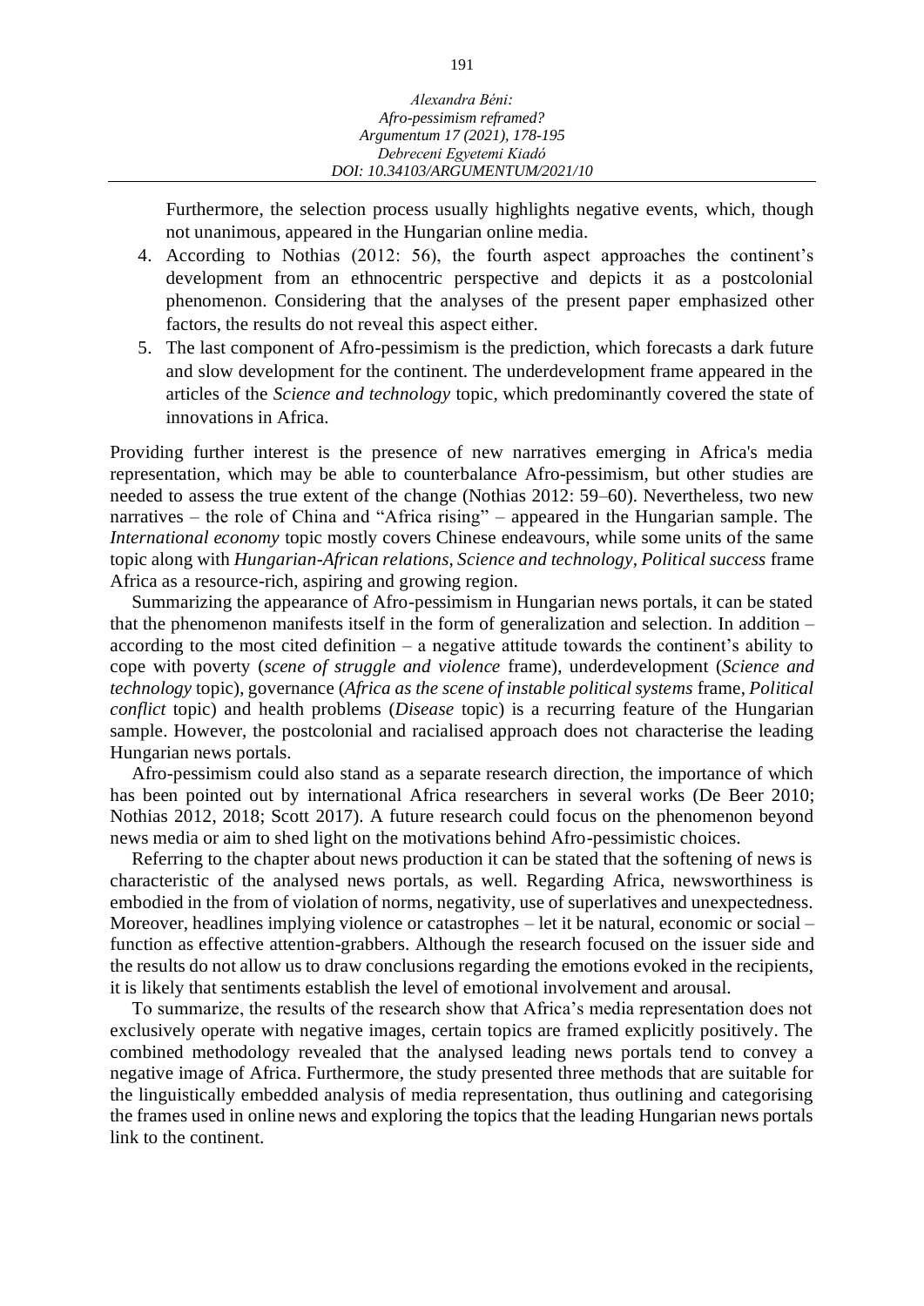Furthermore, the selection process usually highlights negative events, which, though not unanimous, appeared in the Hungarian online media.

4. According to Nothias (2012: 56), the fourth aspect approaches the continent's development from an ethnocentric perspective and depicts it as a postcolonial phenomenon. Considering that the analyses of the present paper emphasized other factors, the results do not reveal this aspect either.
5. The last component of Afro-pessimism is the prediction, which forecasts a dark future and slow development for the continent. The underdevelopment frame appeared in the articles of the *Science and technology* topic, which predominantly covered the state of innovations in Africa.

Providing further interest is the presence of new narratives emerging in Africa's media representation, which may be able to counterbalance Afro-pessimism, but other studies are needed to assess the true extent of the change (Nothias 2012: 59–60). Nevertheless, two new narratives – the role of China and "Africa rising" – appeared in the Hungarian sample. The *International economy* topic mostly covers Chinese endeavours, while some units of the same topic along with *Hungarian-African relations*, *Science and technology*, *Political success* frame Africa as a resource-rich, aspiring and growing region.

Summarizing the appearance of Afro-pessimism in Hungarian news portals, it can be stated that the phenomenon manifests itself in the form of generalization and selection. In addition – according to the most cited definition – a negative attitude towards the continent's ability to cope with poverty (*scene of struggle and violence* frame), underdevelopment (*Science and technology* topic), governance (*Africa as the scene of instable political systems* frame, *Political conflict* topic) and health problems (*Disease* topic) is a recurring feature of the Hungarian sample. However, the postcolonial and racialised approach does not characterise the leading Hungarian news portals.

Afro-pessimism could also stand as a separate research direction, the importance of which has been pointed out by international Africa researchers in several works (De Beer 2010; Nothias 2012, 2018; Scott 2017). A future research could focus on the phenomenon beyond news media or aim to shed light on the motivations behind Afro-pessimistic choices.

Referring to the chapter about news production it can be stated that the softening of news is characteristic of the analysed news portals, as well. Regarding Africa, newsworthiness is embodied in the from of violation of norms, negativity, use of superlatives and unexpectedness. Moreover, headlines implying violence or catastrophes – let it be natural, economic or social – function as effective attention-grabbers. Although the research focused on the issuer side and the results do not allow us to draw conclusions regarding the emotions evoked in the recipients, it is likely that sentiments establish the level of emotional involvement and arousal.

To summarize, the results of the research show that Africa's media representation does not exclusively operate with negative images, certain topics are framed explicitly positively. The combined methodology revealed that the analysed leading news portals tend to convey a negative image of Africa. Furthermore, the study presented three methods that are suitable for the linguistically embedded analysis of media representation, thus outlining and categorising the frames used in online news and exploring the topics that the leading Hungarian news portals link to the continent.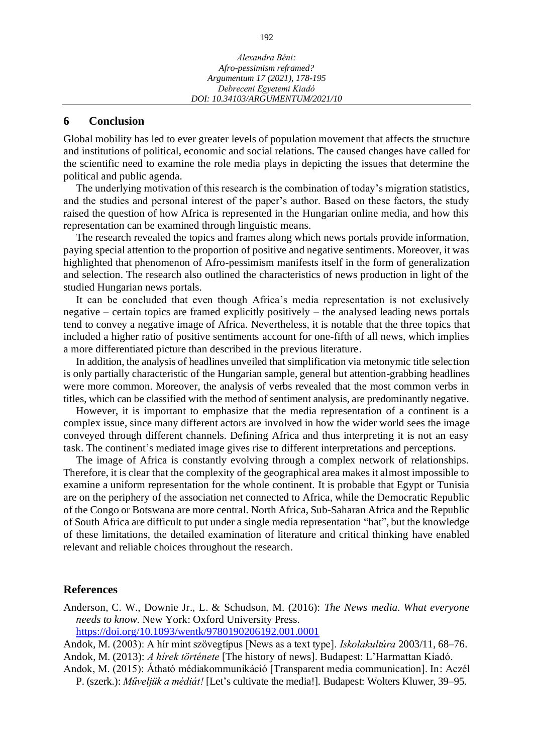## 6 Conclusion

Global mobility has led to ever greater levels of population movement that affects the structure and institutions of political, economic and social relations. The caused changes have called for the scientific need to examine the role media plays in depicting the issues that determine the political and public agenda.

The underlying motivation of this research is the combination of today's migration statistics, and the studies and personal interest of the paper's author. Based on these factors, the study raised the question of how Africa is represented in the Hungarian online media, and how this representation can be examined through linguistic means.

The research revealed the topics and frames along which news portals provide information, paying special attention to the proportion of positive and negative sentiments. Moreover, it was highlighted that phenomenon of Afro-pessimism manifests itself in the form of generalization and selection. The research also outlined the characteristics of news production in light of the studied Hungarian news portals.

It can be concluded that even though Africa's media representation is not exclusively negative – certain topics are framed explicitly positively – the analysed leading news portals tend to convey a negative image of Africa. Nevertheless, it is notable that the three topics that included a higher ratio of positive sentiments account for one-fifth of all news, which implies a more differentiated picture than described in the previous literature.

In addition, the analysis of headlines unveiled that simplification via metonymic title selection is only partially characteristic of the Hungarian sample, general but attention-grabbing headlines were more common. Moreover, the analysis of verbs revealed that the most common verbs in titles, which can be classified with the method of sentiment analysis, are predominantly negative.

However, it is important to emphasize that the media representation of a continent is a complex issue, since many different actors are involved in how the wider world sees the image conveyed through different channels. Defining Africa and thus interpreting it is not an easy task. The continent's mediated image gives rise to different interpretations and perceptions.

The image of Africa is constantly evolving through a complex network of relationships. Therefore, it is clear that the complexity of the geographical area makes it almost impossible to examine a uniform representation for the whole continent. It is probable that Egypt or Tunisia are on the periphery of the association net connected to Africa, while the Democratic Republic of the Congo or Botswana are more central. North Africa, Sub-Saharan Africa and the Republic of South Africa are difficult to put under a single media representation "hat", but the knowledge of these limitations, the detailed examination of literature and critical thinking have enabled relevant and reliable choices throughout the research.

## References

Anderson, C. W., Downie Jr., L. & Schudson, M. (2016): *The News media. What everyone needs to know.* New York: Oxford University Press. https://doi.org/10.1093/wentk/9780190206192.001.0001

Andok, M. (2003): A hír mint szövegtípus [News as a text type]. *Iskolakultúra* 2003/11, 68–76.

Andok, M. (2013): *A hírek története* [The history of news]. Budapest: L'Harmattan Kiadó.

Andok, M. (2015): Átható médiakommunikáció [Transparent media communication]. In: Aczél P. (szerk.): *Műveljük a médiát!* [Let's cultivate the media!]. Budapest: Wolters Kluwer, 39–95.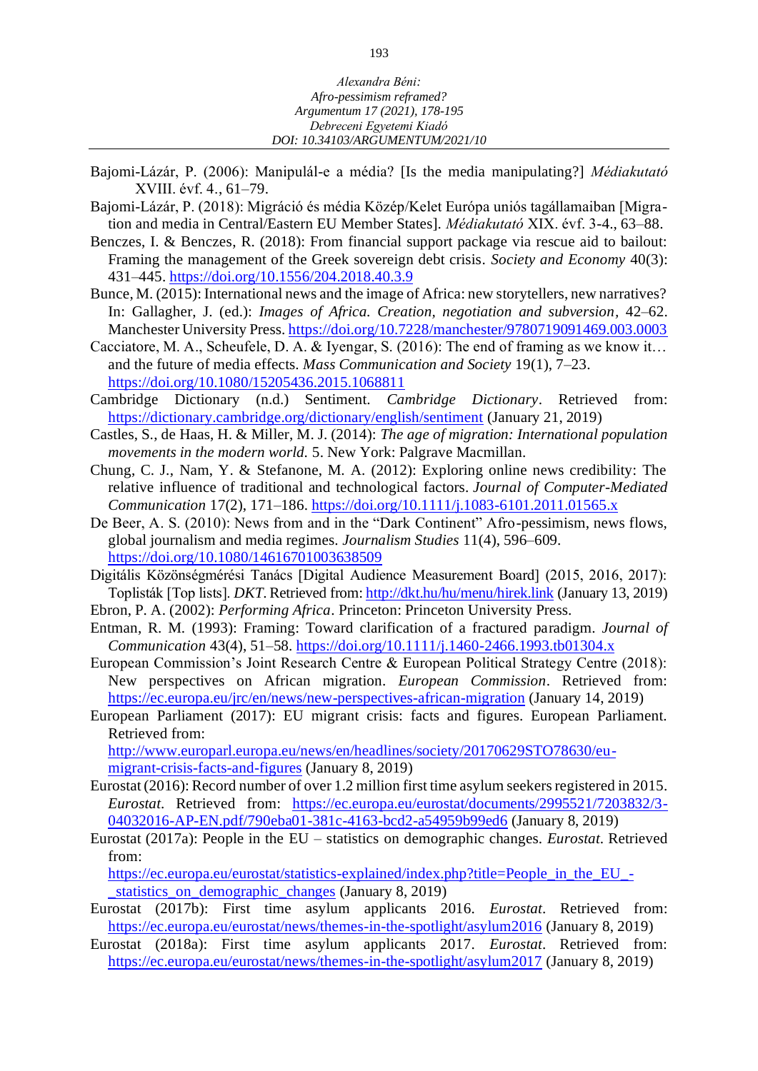Bajomi-Lázár, P. (2006): Manipulál-e a média? [Is the media manipulating?] *Médiakutató* XVIII. évf. 4., 61–79.

Bajomi-Lázár, P. (2018): Migráció és média Közép/Kelet Európa uniós tagállamaiban [Migration and media in Central/Eastern EU Member States]. *Médiakutató* XIX. évf. 3-4., 63–88.

Benczes, I. & Benczes, R. (2018): From financial support package via rescue aid to bailout: Framing the management of the Greek sovereign debt crisis. *Society and Economy* 40(3): 431–445. https://doi.org/10.1556/204.2018.40.3.9

Bunce, M. (2015): International news and the image of Africa: new storytellers, new narratives? In: Gallagher, J. (ed.): *Images of Africa. Creation, negotiation and subversion*, 42–62. Manchester University Press. https://doi.org/10.7228/manchester/9780719091469.003.0003

Cacciatore, M. A., Scheufele, D. A. & Iyengar, S. (2016): The end of framing as we know it… and the future of media effects. *Mass Communication and Society* 19(1), 7–23. https://doi.org/10.1080/15205436.2015.1068811

Cambridge Dictionary (n.d.) Sentiment. *Cambridge Dictionary*. Retrieved from: https://dictionary.cambridge.org/dictionary/english/sentiment (January 21, 2019)

Castles, S., de Haas, H. & Miller, M. J. (2014): *The age of migration: International population movements in the modern world.* 5. New York: Palgrave Macmillan.

Chung, C. J., Nam, Y. & Stefanone, M. A. (2012): Exploring online news credibility: The relative influence of traditional and technological factors. *Journal of Computer-Mediated Communication* 17(2), 171–186. https://doi.org/10.1111/j.1083-6101.2011.01565.x

De Beer, A. S. (2010): News from and in the "Dark Continent" Afro-pessimism, news flows, global journalism and media regimes. *Journalism Studies* 11(4), 596–609. https://doi.org/10.1080/14616701003638509

Digitális Közönségmérési Tanács [Digital Audience Measurement Board] (2015, 2016, 2017): Toplisták [Top lists]. *DKT*. Retrieved from: http://dkt.hu/hu/menu/hirek.link (January 13, 2019)

Ebron, P. A. (2002): *Performing Africa*. Princeton: Princeton University Press.

Entman, R. M. (1993): Framing: Toward clarification of a fractured paradigm. *Journal of Communication* 43(4), 51–58. https://doi.org/10.1111/j.1460-2466.1993.tb01304.x

European Commission's Joint Research Centre & European Political Strategy Centre (2018): New perspectives on African migration. *European Commission*. Retrieved from: https://ec.europa.eu/jrc/en/news/new-perspectives-african-migration (January 14, 2019)

European Parliament (2017): EU migrant crisis: facts and figures. European Parliament. Retrieved from: http://www.europarl.europa.eu/news/en/headlines/society/20170629STO78630/eu-migrant-crisis-facts-and-figures (January 8, 2019)

Eurostat (2016): Record number of over 1.2 million first time asylum seekers registered in 2015. *Eurostat*. Retrieved from: https://ec.europa.eu/eurostat/documents/2995521/7203832/3-04032016-AP-EN.pdf/790eba01-381c-4163-bcd2-a54959b99ed6 (January 8, 2019)

Eurostat (2017a): People in the EU – statistics on demographic changes. *Eurostat*. Retrieved from: https://ec.europa.eu/eurostat/statistics-explained/index.php?title=People_in_the_EU_-_statistics_on_demographic_changes (January 8, 2019)

Eurostat (2017b): First time asylum applicants 2016. *Eurostat*. Retrieved from: https://ec.europa.eu/eurostat/news/themes-in-the-spotlight/asylum2016 (January 8, 2019)

Eurostat (2018a): First time asylum applicants 2017. *Eurostat*. Retrieved from: https://ec.europa.eu/eurostat/news/themes-in-the-spotlight/asylum2017 (January 8, 2019)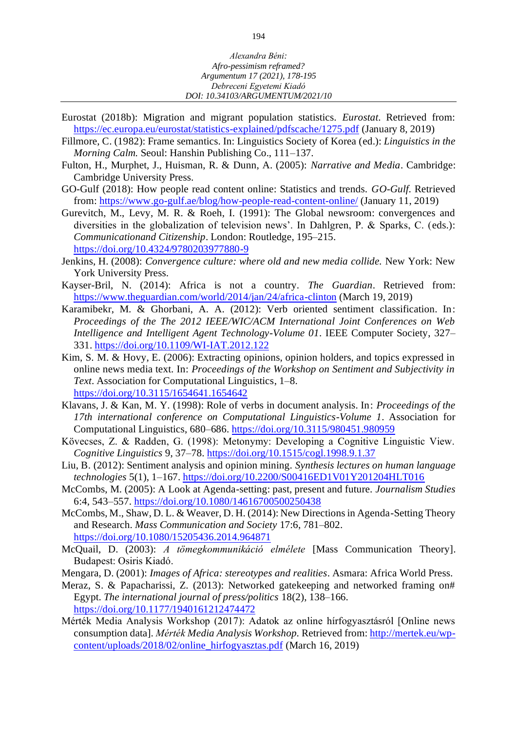Eurostat (2018b): Migration and migrant population statistics. *Eurostat*. Retrieved from: https://ec.europa.eu/eurostat/statistics-explained/pdfscache/1275.pdf (January 8, 2019)

Fillmore, C. (1982): Frame semantics. In: Linguistics Society of Korea (ed.): *Linguistics in the Morning Calm.* Seoul: Hanshin Publishing Co., 111–137.

Fulton, H., Murphet, J., Huisman, R. & Dunn, A. (2005): *Narrative and Media*. Cambridge: Cambridge University Press.

GO-Gulf (2018): How people read content online: Statistics and trends. *GO-Gulf.* Retrieved from: https://www.go-gulf.ae/blog/how-people-read-content-online/ (January 11, 2019)

Gurevitch, M., Levy, M. R. & Roeh, I. (1991): The Global newsroom: convergences and diversities in the globalization of television news'. In Dahlgren, P. & Sparks, C. (eds.): *Communicationand Citizenship*. London: Routledge, 195–215. https://doi.org/10.4324/9780203977880-9

Jenkins, H. (2008): *Convergence culture: where old and new media collide.* New York: New York University Press.

Kayser-Bril, N. (2014): Africa is not a country. *The Guardian*. Retrieved from: https://www.theguardian.com/world/2014/jan/24/africa-clinton (March 19, 2019)

Karamibekr, M. & Ghorbani, A. A. (2012): Verb oriented sentiment classification. In: *Proceedings of the The 2012 IEEE/WIC/ACM International Joint Conferences on Web Intelligence and Intelligent Agent Technology-Volume 01*. IEEE Computer Society, 327–331. https://doi.org/10.1109/WI-IAT.2012.122

Kim, S. M. & Hovy, E. (2006): Extracting opinions, opinion holders, and topics expressed in online news media text. In: *Proceedings of the Workshop on Sentiment and Subjectivity in Text*. Association for Computational Linguistics, 1–8. https://doi.org/10.3115/1654641.1654642

Klavans, J. & Kan, M. Y. (1998): Role of verbs in document analysis. In: *Proceedings of the 17th international conference on Computational Linguistics-Volume 1*. Association for Computational Linguistics, 680–686. https://doi.org/10.3115/980451.980959

Kövecses, Z. & Radden, G. (1998): Metonymy: Developing a Cognitive Linguistic View. *Cognitive Linguistics* 9, 37–78. https://doi.org/10.1515/cogl.1998.9.1.37

Liu, B. (2012): Sentiment analysis and opinion mining. *Synthesis lectures on human language technologies* 5(1), 1–167. https://doi.org/10.2200/S00416ED1V01Y201204HLT016

McCombs, M. (2005): A Look at Agenda-setting: past, present and future. *Journalism Studies* 6:4, 543–557. https://doi.org/10.1080/14616700500250438

McCombs, M., Shaw, D. L. & Weaver, D. H. (2014): New Directions in Agenda-Setting Theory and Research. *Mass Communication and Society* 17:6, 781–802. https://doi.org/10.1080/15205436.2014.964871

McQuail, D. (2003): *A tömegkommunikáció elmélete* [Mass Communication Theory]. Budapest: Osiris Kiadó.

Mengara, D. (2001): *Images of Africa: stereotypes and realities*. Asmara: Africa World Press.

Meraz, S. & Papacharissi, Z. (2013): Networked gatekeeping and networked framing on# Egypt. *The international journal of press/politics* 18(2), 138–166. https://doi.org/10.1177/1940161212474472

Mérték Media Analysis Workshop (2017): Adatok az online hírfogyasztásról [Online news consumption data]. *Mérték Media Analysis Workshop*. Retrieved from: http://mertek.eu/wp-content/uploads/2018/02/online_hirfogyasztas.pdf (March 16, 2019)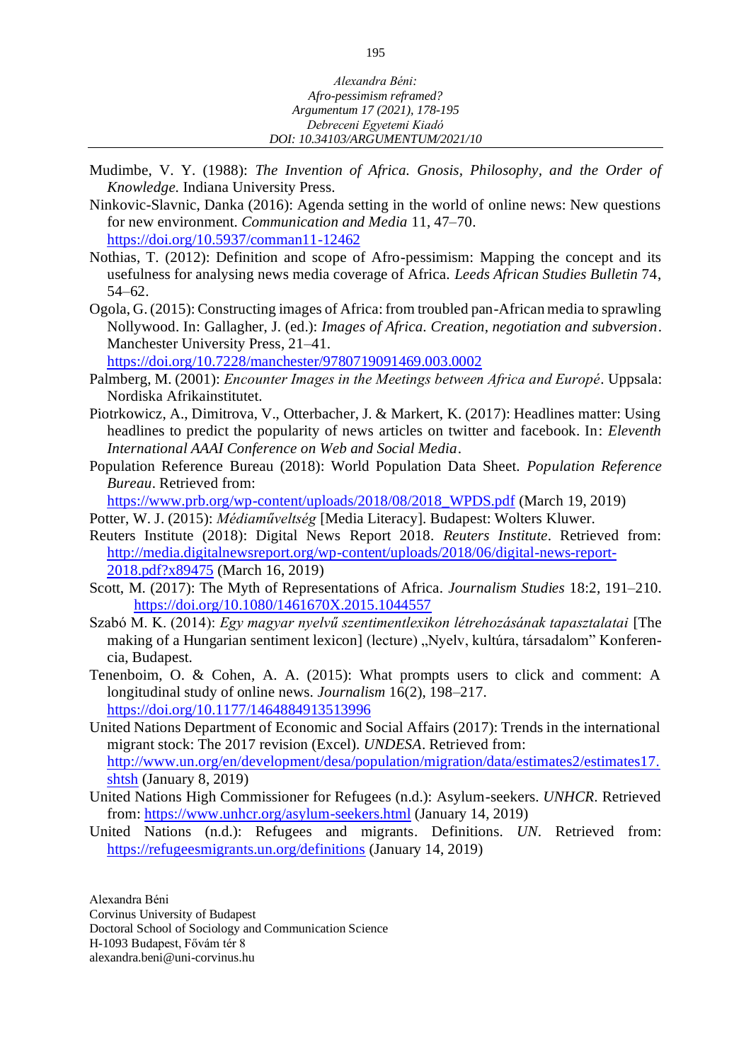Mudimbe, V. Y. (1988): *The Invention of Africa. Gnosis, Philosophy, and the Order of Knowledge.* Indiana University Press.

Ninkovic-Slavnic, Danka (2016): Agenda setting in the world of online news: New questions for new environment. *Communication and Media* 11, 47–70. https://doi.org/10.5937/comman11-12462

Nothias, T. (2012): Definition and scope of Afro-pessimism: Mapping the concept and its usefulness for analysing news media coverage of Africa. *Leeds African Studies Bulletin* 74, 54–62.

Ogola, G. (2015): Constructing images of Africa: from troubled pan-African media to sprawling Nollywood. In: Gallagher, J. (ed.): *Images of Africa. Creation, negotiation and subversion*. Manchester University Press, 21–41. https://doi.org/10.7228/manchester/9780719091469.003.0002

Palmberg, M. (2001): *Encounter Images in the Meetings between Africa and Europé*. Uppsala: Nordiska Afrikainstitutet.

Piotrkowicz, A., Dimitrova, V., Otterbacher, J. & Markert, K. (2017): Headlines matter: Using headlines to predict the popularity of news articles on twitter and facebook. In: *Eleventh International AAAI Conference on Web and Social Media*.

Population Reference Bureau (2018): World Population Data Sheet. *Population Reference Bureau*. Retrieved from: https://www.prb.org/wp-content/uploads/2018/08/2018_WPDS.pdf (March 19, 2019)

Potter, W. J. (2015): *Médiaműveltség* [Media Literacy]. Budapest: Wolters Kluwer.

Reuters Institute (2018): Digital News Report 2018. *Reuters Institute*. Retrieved from: http://media.digitalnewsreport.org/wp-content/uploads/2018/06/digital-news-report-2018.pdf?x89475 (March 16, 2019)

Scott, M. (2017): The Myth of Representations of Africa. *Journalism Studies* 18:2, 191–210. https://doi.org/10.1080/1461670X.2015.1044557

Szabó M. K. (2014): *Egy magyar nyelvű szentimentlexikon létrehozásának tapasztalatai* [The making of a Hungarian sentiment lexicon] (lecture) „Nyelv, kultúra, társadalom" Konferencia, Budapest.

Tenenboim, O. & Cohen, A. A. (2015): What prompts users to click and comment: A longitudinal study of online news. *Journalism* 16(2), 198–217. https://doi.org/10.1177/1464884913513996

United Nations Department of Economic and Social Affairs (2017): Trends in the international migrant stock: The 2017 revision (Excel). *UNDESA*. Retrieved from: http://www.un.org/en/development/desa/population/migration/data/estimates2/estimates17.shtsh (January 8, 2019)

United Nations High Commissioner for Refugees (n.d.): Asylum-seekers. *UNHCR*. Retrieved from: https://www.unhcr.org/asylum-seekers.html (January 14, 2019)

United Nations (n.d.): Refugees and migrants. Definitions. *UN*. Retrieved from: https://refugeesmigrants.un.org/definitions (January 14, 2019)

Alexandra Béni
Corvinus University of Budapest
Doctoral School of Sociology and Communication Science
H-1093 Budapest, Fővám tér 8
alexandra.beni@uni-corvinus.hu